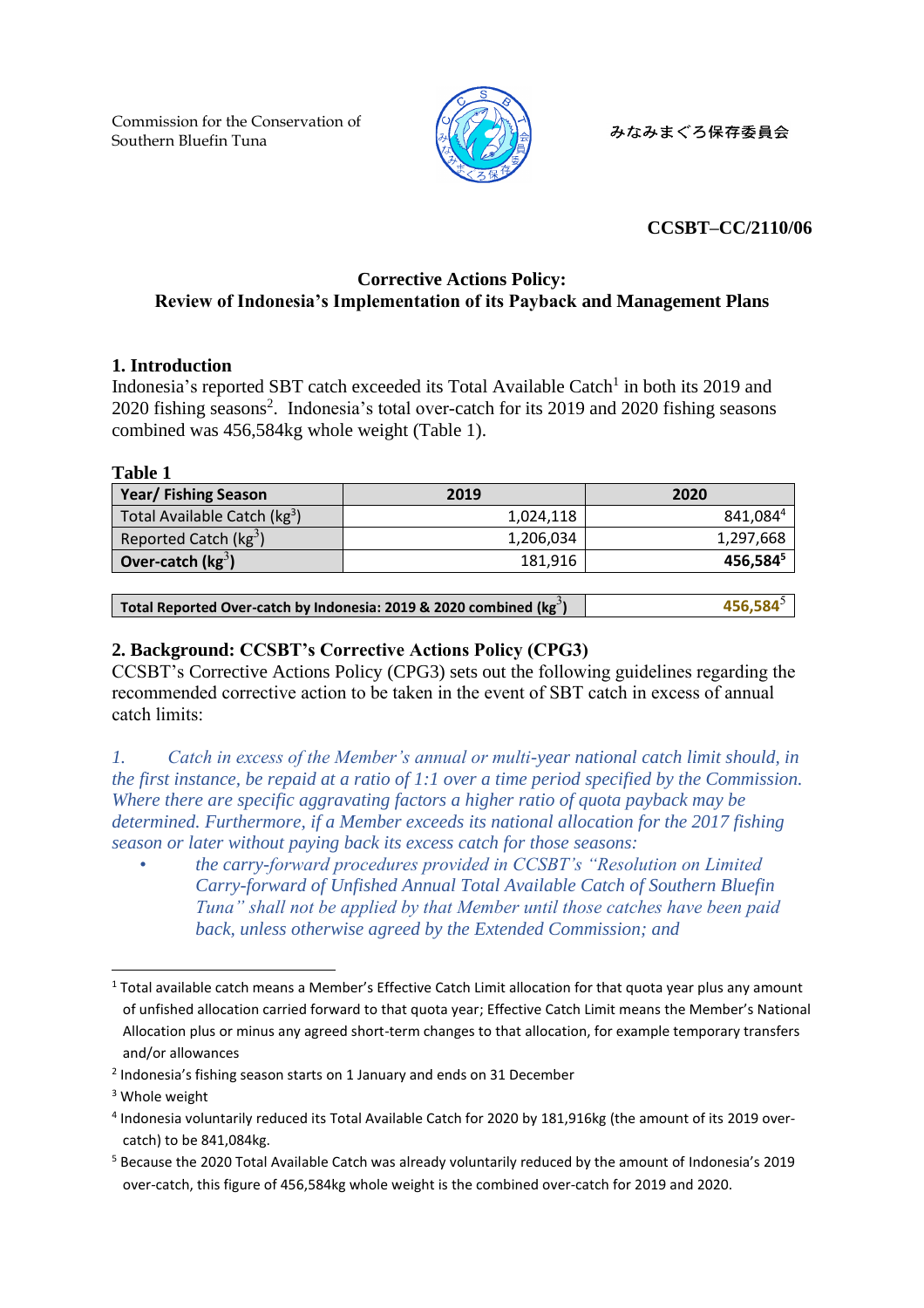Commission for the Conservation of Southern Bluefin Tuna

みなみまぐろ保存委員会

**CCSBT–CC/2110/06**

## Corrective Actions Policy: Review of Indonesia's Implementation of its Payback and Management Plans

### 1. Introduction

Indonesia's reported SBT catch exceeded its Total Available Catch[1] in both its 2019 and 2020 fishing seasons[2]. Indonesia's total over-catch for its 2019 and 2020 fishing seasons combined was 456,584kg whole weight (Table 1).

**Table 1**

| Year/ Fishing Season | 2019 | 2020 |
|---|---|---|
| Total Available Catch (kg[3]) | 1,024,118 | 841,084[4] |
| Reported Catch (kg[3]) | 1,206,034 | 1,297,668 |
| **Over-catch (kg[3])** | 181,916 | **456,584[5]** |
| **Total Reported Over-catch by Indonesia: 2019 & 2020 combined (kg[3])** | | **456,584[5]** |

### 2. Background: CCSBT's Corrective Actions Policy (CPG3)

CCSBT's Corrective Actions Policy (CPG3) sets out the following guidelines regarding the recommended corrective action to be taken in the event of SBT catch in excess of annual catch limits:

*1. Catch in excess of the Member's annual or multi-year national catch limit should, in the first instance, be repaid at a ratio of 1:1 over a time period specified by the Commission. Where there are specific aggravating factors a higher ratio of quota payback may be determined. Furthermore, if a Member exceeds its national allocation for the 2017 fishing season or later without paying back its excess catch for those seasons:*

- *the carry-forward procedures provided in CCSBT's "Resolution on Limited Carry-forward of Unfished Annual Total Available Catch of Southern Bluefin Tuna" shall not be applied by that Member until those catches have been paid back, unless otherwise agreed by the Extended Commission; and*

---

[1] Total available catch means a Member's Effective Catch Limit allocation for that quota year plus any amount of unfished allocation carried forward to that quota year; Effective Catch Limit means the Member's National Allocation plus or minus any agreed short-term changes to that allocation, for example temporary transfers and/or allowances

[2] Indonesia's fishing season starts on 1 January and ends on 31 December

[3] Whole weight

[4] Indonesia voluntarily reduced its Total Available Catch for 2020 by 181,916kg (the amount of its 2019 over-catch) to be 841,084kg.

[5] Because the 2020 Total Available Catch was already voluntarily reduced by the amount of Indonesia's 2019 over-catch, this figure of 456,584kg whole weight is the combined over-catch for 2019 and 2020.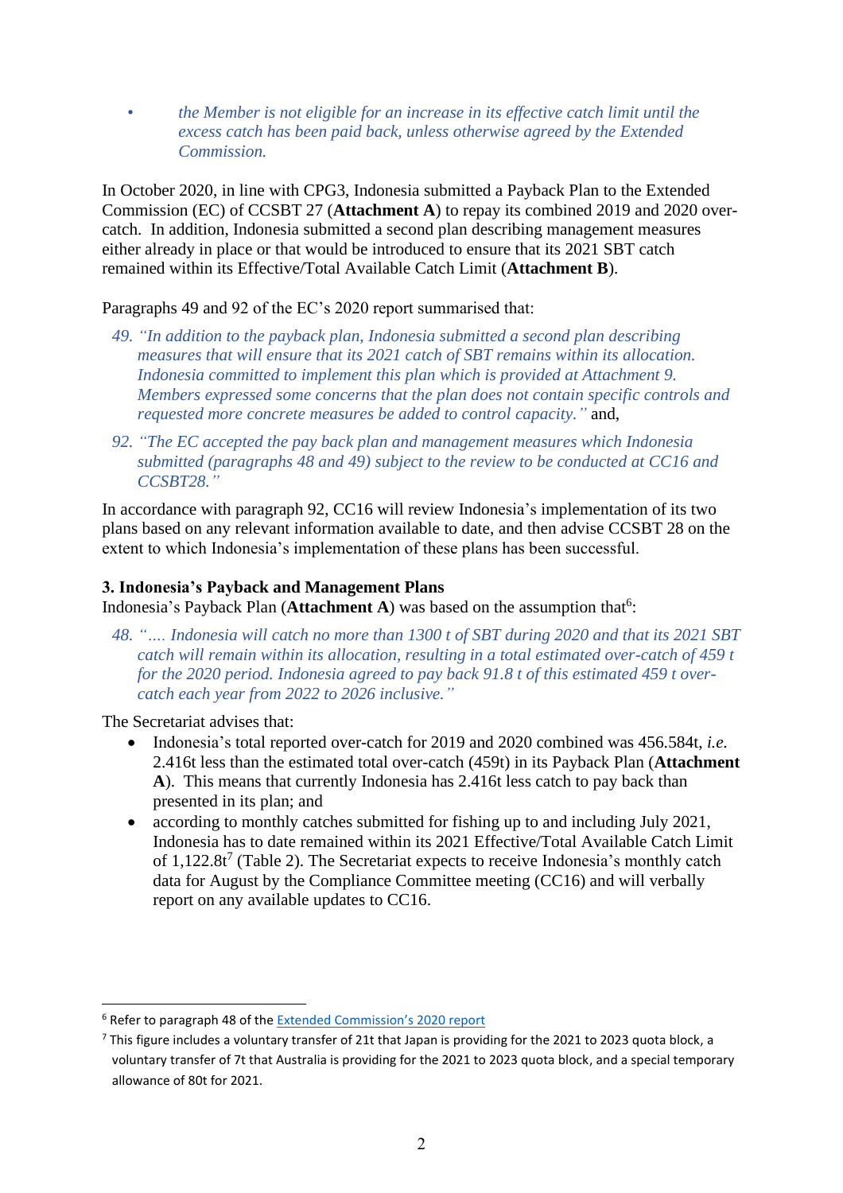- *the Member is not eligible for an increase in its effective catch limit until the excess catch has been paid back, unless otherwise agreed by the Extended Commission.*

In October 2020, in line with CPG3, Indonesia submitted a Payback Plan to the Extended Commission (EC) of CCSBT 27 (**Attachment A**) to repay its combined 2019 and 2020 over-catch. In addition, Indonesia submitted a second plan describing management measures either already in place or that would be introduced to ensure that its 2021 SBT catch remained within its Effective/Total Available Catch Limit (**Attachment B**).

Paragraphs 49 and 92 of the EC's 2020 report summarised that:

49. *"In addition to the payback plan, Indonesia submitted a second plan describing measures that will ensure that its 2021 catch of SBT remains within its allocation. Indonesia committed to implement this plan which is provided at Attachment 9. Members expressed some concerns that the plan does not contain specific controls and requested more concrete measures be added to control capacity."* and,

92. *"The EC accepted the pay back plan and management measures which Indonesia submitted (paragraphs 48 and 49) subject to the review to be conducted at CC16 and CCSBT28."*

In accordance with paragraph 92, CC16 will review Indonesia's implementation of its two plans based on any relevant information available to date, and then advise CCSBT 28 on the extent to which Indonesia's implementation of these plans has been successful.

### 3. Indonesia's Payback and Management Plans

Indonesia's Payback Plan (**Attachment A**) was based on the assumption that[6]:

48. *".... Indonesia will catch no more than 1300 t of SBT during 2020 and that its 2021 SBT catch will remain within its allocation, resulting in a total estimated over-catch of 459 t for the 2020 period. Indonesia agreed to pay back 91.8 t of this estimated 459 t over-catch each year from 2022 to 2026 inclusive."*

The Secretariat advises that:

- Indonesia's total reported over-catch for 2019 and 2020 combined was 456.584t, *i.e.* 2.416t less than the estimated total over-catch (459t) in its Payback Plan (**Attachment A**). This means that currently Indonesia has 2.416t less catch to pay back than presented in its plan; and
- according to monthly catches submitted for fishing up to and including July 2021, Indonesia has to date remained within its 2021 Effective/Total Available Catch Limit of 1,122.8t[7] (Table 2). The Secretariat expects to receive Indonesia's monthly catch data for August by the Compliance Committee meeting (CC16) and will verbally report on any available updates to CC16.

---

[6] Refer to paragraph 48 of the Extended Commission's 2020 report

[7] This figure includes a voluntary transfer of 21t that Japan is providing for the 2021 to 2023 quota block, a voluntary transfer of 7t that Australia is providing for the 2021 to 2023 quota block, and a special temporary allowance of 80t for 2021.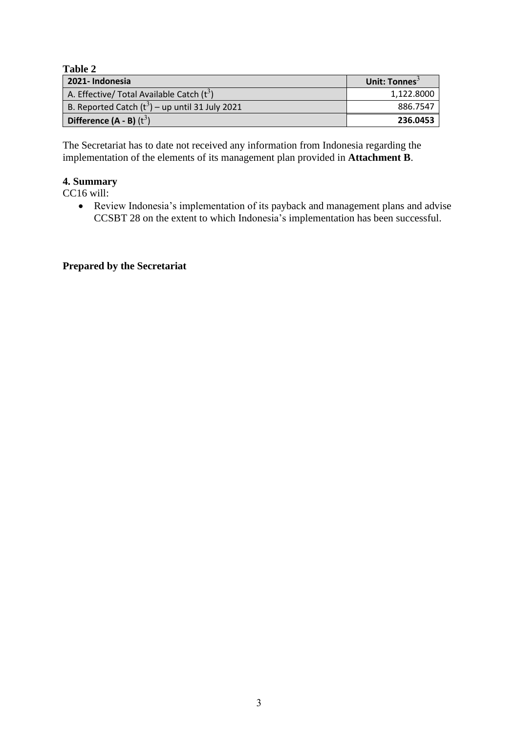**Table 2**

| 2021- Indonesia | Unit: Tonnes[3] |
|---|---|
| A. Effective/ Total Available Catch (t[3]) | 1,122.8000 |
| B. Reported Catch (t[3]) – up until 31 July 2021 | 886.7547 |
| **Difference (A - B)** (t[3]) | **236.0453** |

The Secretariat has to date not received any information from Indonesia regarding the implementation of the elements of its management plan provided in **Attachment B**.

## 4. Summary

CC16 will:

- Review Indonesia's implementation of its payback and management plans and advise CCSBT 28 on the extent to which Indonesia's implementation has been successful.

**Prepared by the Secretariat**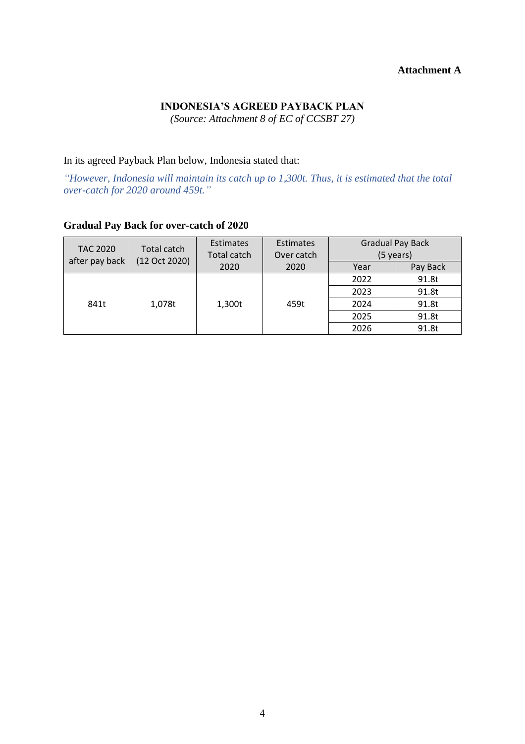**Attachment A**

## INDONESIA’S AGREED PAYBACK PLAN

*(Source: Attachment 8 of EC of CCSBT 27)*

In its agreed Payback Plan below, Indonesia stated that:

*“However, Indonesia will maintain its catch up to 1,300t. Thus, it is estimated that the total over-catch for 2020 around 459t.”*

**Gradual Pay Back for over-catch of 2020**

| TAC 2020 after pay back | Total catch (12 Oct 2020) | Estimates Total catch 2020 | Estimates Over catch 2020 | Gradual Pay Back (5 years) | |
|---|---|---|---|---|---|
| | | | | Year | Pay Back |
| 841t | 1,078t | 1,300t | 459t | 2022 | 91.8t |
| | | | | 2023 | 91.8t |
| | | | | 2024 | 91.8t |
| | | | | 2025 | 91.8t |
| | | | | 2026 | 91.8t |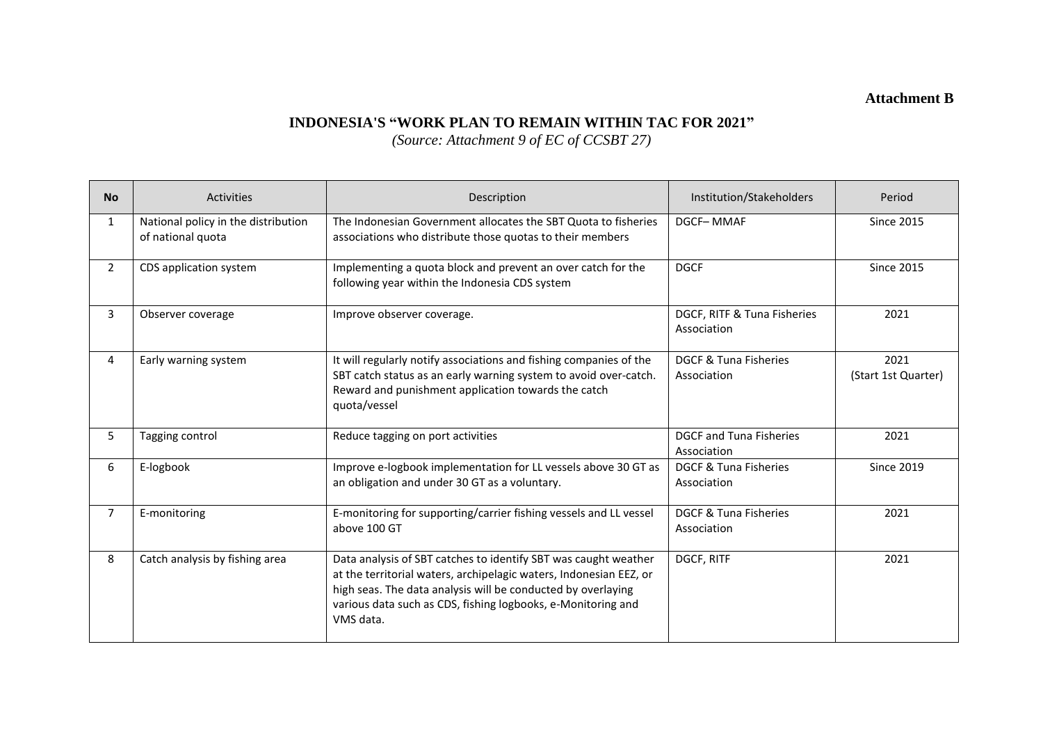**Attachment B**

## INDONESIA'S "WORK PLAN TO REMAIN WITHIN TAC FOR 2021"

*(Source: Attachment 9 of EC of CCSBT 27)*

| No | Activities | Description | Institution/Stakeholders | Period |
|---|---|---|---|---|
| 1 | National policy in the distribution of national quota | The Indonesian Government allocates the SBT Quota to fisheries associations who distribute those quotas to their members | DGCF– MMAF | Since 2015 |
| 2 | CDS application system | Implementing a quota block and prevent an over catch for the following year within the Indonesia CDS system | DGCF | Since 2015 |
| 3 | Observer coverage | Improve observer coverage. | DGCF, RITF & Tuna Fisheries Association | 2021 |
| 4 | Early warning system | It will regularly notify associations and fishing companies of the SBT catch status as an early warning system to avoid over-catch. Reward and punishment application towards the catch quota/vessel | DGCF & Tuna Fisheries Association | 2021 (Start 1st Quarter) |
| 5 | Tagging control | Reduce tagging on port activities | DGCF and Tuna Fisheries Association | 2021 |
| 6 | E-logbook | Improve e-logbook implementation for LL vessels above 30 GT as an obligation and under 30 GT as a voluntary. | DGCF & Tuna Fisheries Association | Since 2019 |
| 7 | E-monitoring | E-monitoring for supporting/carrier fishing vessels and LL vessel above 100 GT | DGCF & Tuna Fisheries Association | 2021 |
| 8 | Catch analysis by fishing area | Data analysis of SBT catches to identify SBT was caught weather at the territorial waters, archipelagic waters, Indonesian EEZ, or high seas. The data analysis will be conducted by overlaying various data such as CDS, fishing logbooks, e-Monitoring and VMS data. | DGCF, RITF | 2021 |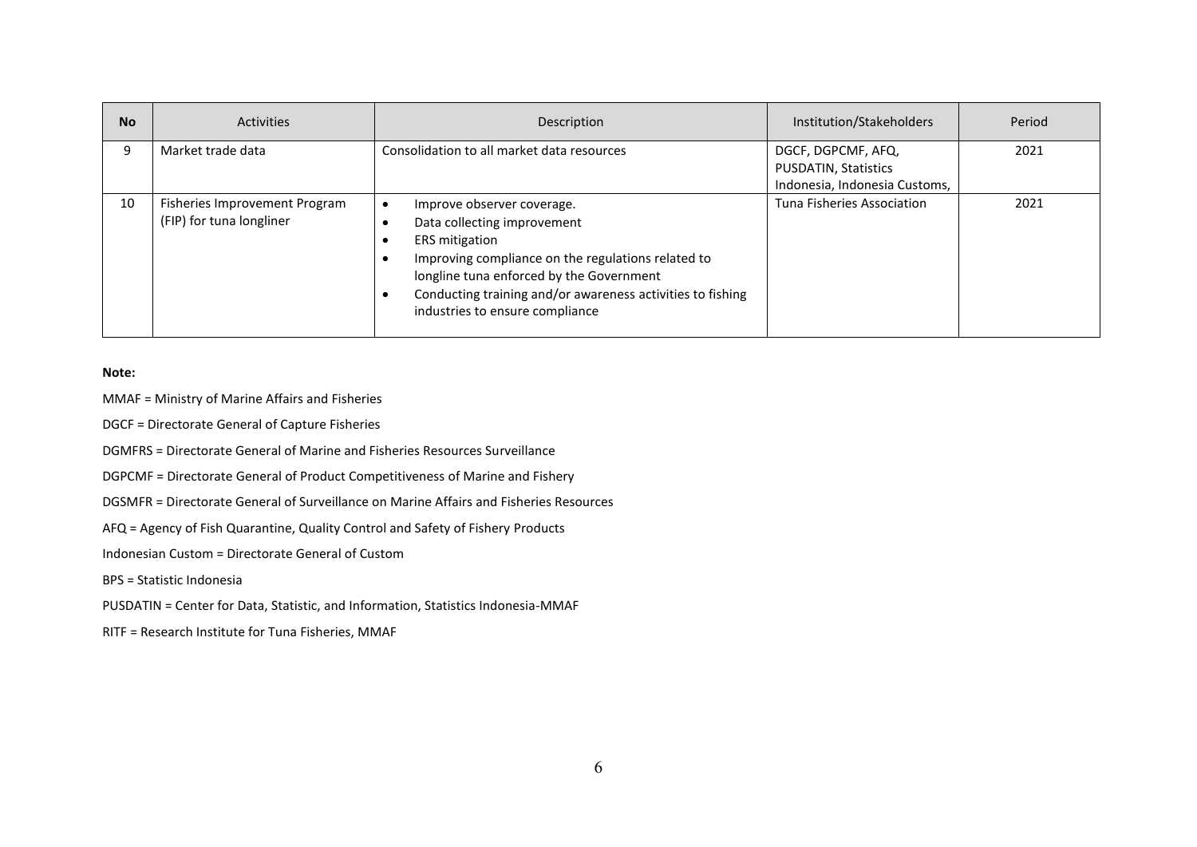| No | Activities | Description | Institution/Stakeholders | Period |
|---|---|---|---|---|
| 9 | Market trade data | Consolidation to all market data resources | DGCF, DGPCMF, AFQ, PUSDATIN, Statistics Indonesia, Indonesia Customs, | 2021 |
| 10 | Fisheries Improvement Program (FIP) for tuna longliner | • Improve observer coverage.<br>• Data collecting improvement<br>• ERS mitigation<br>• Improving compliance on the regulations related to longline tuna enforced by the Government<br>• Conducting training and/or awareness activities to fishing industries to ensure compliance | Tuna Fisheries Association | 2021 |

**Note:**

MMAF = Ministry of Marine Affairs and Fisheries

DGCF = Directorate General of Capture Fisheries

DGMFRS = Directorate General of Marine and Fisheries Resources Surveillance

DGPCMF = Directorate General of Product Competitiveness of Marine and Fishery

DGSMFR = Directorate General of Surveillance on Marine Affairs and Fisheries Resources

AFQ = Agency of Fish Quarantine, Quality Control and Safety of Fishery Products

Indonesian Custom = Directorate General of Custom

BPS = Statistic Indonesia

PUSDATIN = Center for Data, Statistic, and Information, Statistics Indonesia-MMAF

RITF = Research Institute for Tuna Fisheries, MMAF